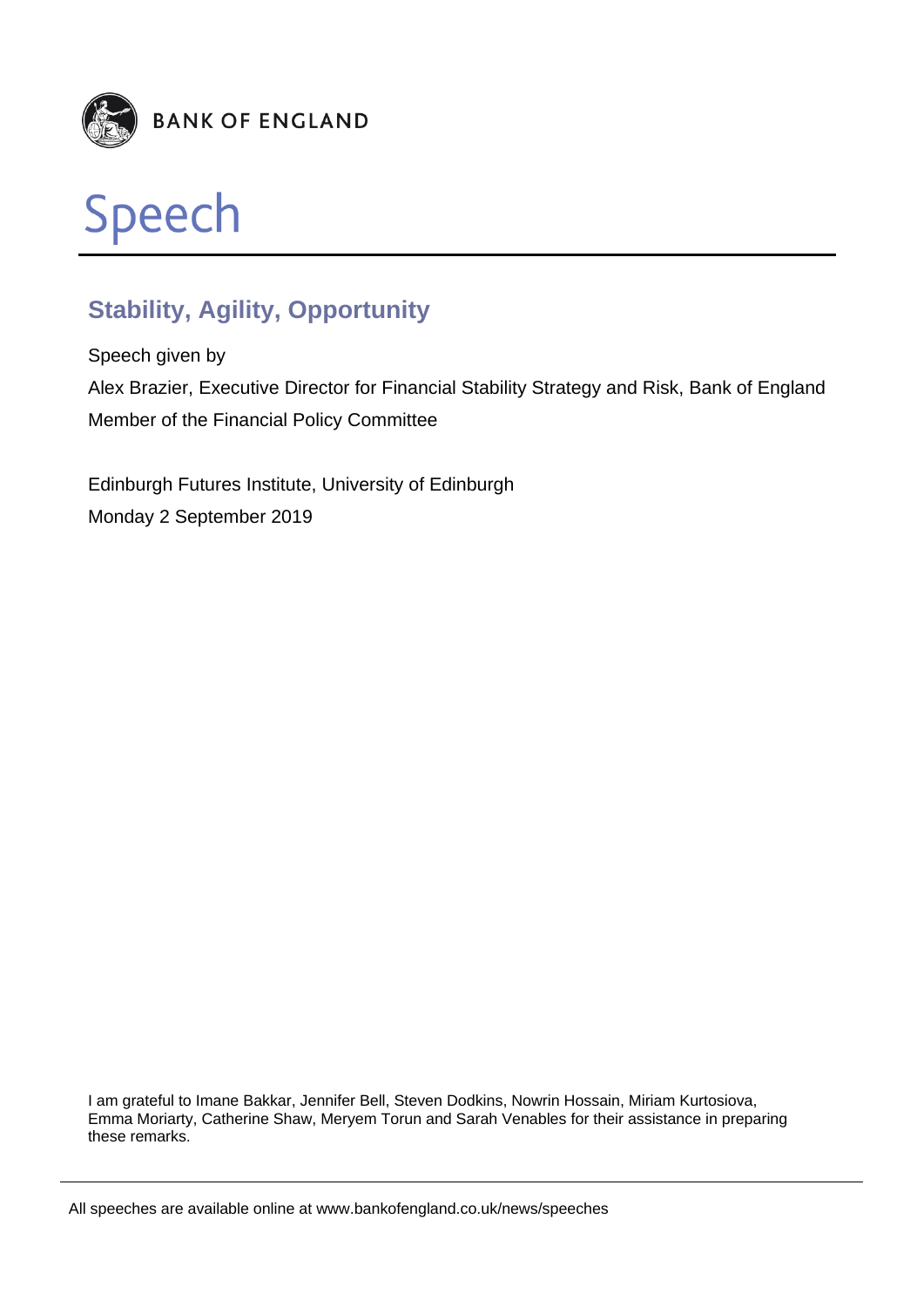BANK OF ENGLAND

# Speech

## Stability, Agility, Opportunity

Speech given by

Alex Brazier, Executive Director for Financial Stability Strategy and Risk, Bank of England

Member of the Financial Policy Committee

Edinburgh Futures Institute, University of Edinburgh

Monday 2 September 2019

I am grateful to Imane Bakkar, Jennifer Bell, Steven Dodkins, Nowrin Hossain, Miriam Kurtosiova, Emma Moriarty, Catherine Shaw, Meryem Torun and Sarah Venables for their assistance in preparing these remarks.

All speeches are available online at www.bankofengland.co.uk/news/speeches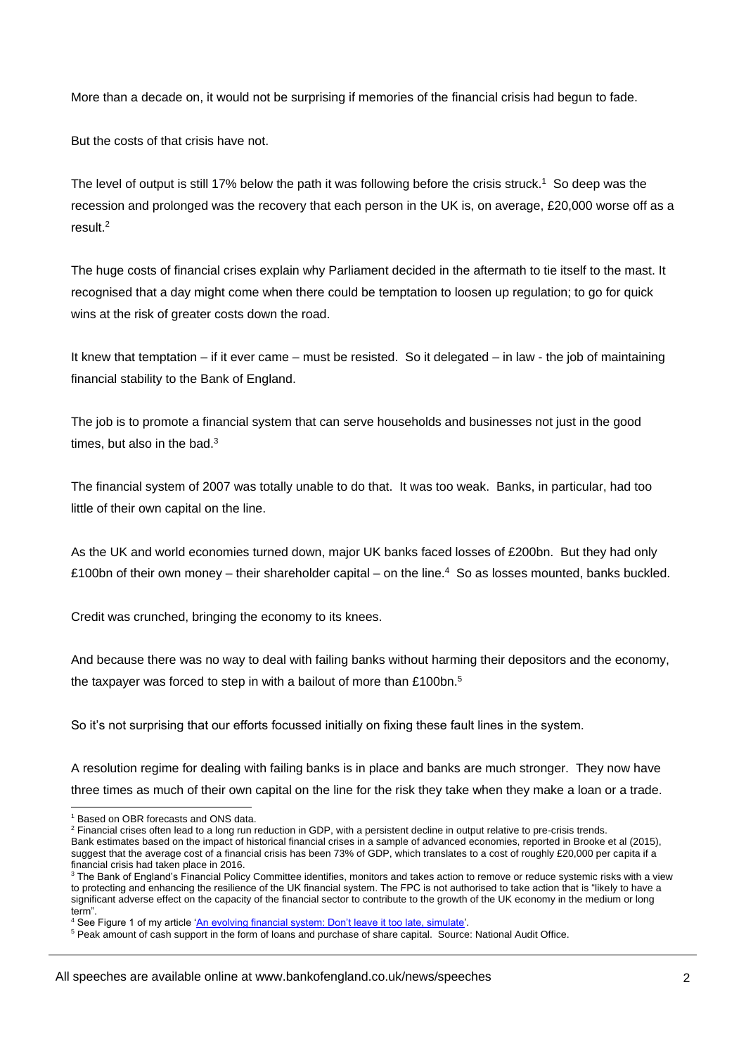More than a decade on, it would not be surprising if memories of the financial crisis had begun to fade.

But the costs of that crisis have not.

The level of output is still 17% below the path it was following before the crisis struck.[1] So deep was the recession and prolonged was the recovery that each person in the UK is, on average, £20,000 worse off as a result.[2]

The huge costs of financial crises explain why Parliament decided in the aftermath to tie itself to the mast. It recognised that a day might come when there could be temptation to loosen up regulation; to go for quick wins at the risk of greater costs down the road.

It knew that temptation – if it ever came – must be resisted. So it delegated – in law - the job of maintaining financial stability to the Bank of England.

The job is to promote a financial system that can serve households and businesses not just in the good times, but also in the bad.[3]

The financial system of 2007 was totally unable to do that. It was too weak. Banks, in particular, had too little of their own capital on the line.

As the UK and world economies turned down, major UK banks faced losses of £200bn. But they had only £100bn of their own money – their shareholder capital – on the line.[4] So as losses mounted, banks buckled.

Credit was crunched, bringing the economy to its knees.

And because there was no way to deal with failing banks without harming their depositors and the economy, the taxpayer was forced to step in with a bailout of more than £100bn.[5]

So it's not surprising that our efforts focussed initially on fixing these fault lines in the system.

A resolution regime for dealing with failing banks is in place and banks are much stronger. They now have three times as much of their own capital on the line for the risk they take when they make a loan or a trade.

---

[1] Based on OBR forecasts and ONS data.

[2] Financial crises often lead to a long run reduction in GDP, with a persistent decline in output relative to pre-crisis trends. Bank estimates based on the impact of historical financial crises in a sample of advanced economies, reported in Brooke et al (2015), suggest that the average cost of a financial crisis has been 73% of GDP, which translates to a cost of roughly £20,000 per capita if a financial crisis had taken place in 2016.

[3] The Bank of England's Financial Policy Committee identifies, monitors and takes action to remove or reduce systemic risks with a view to protecting and enhancing the resilience of the UK financial system. The FPC is not authorised to take action that is "likely to have a significant adverse effect on the capacity of the financial sector to contribute to the growth of the UK economy in the medium or long term".

[4] See Figure 1 of my article 'An evolving financial system: Don't leave it too late, simulate'.

[5] Peak amount of cash support in the form of loans and purchase of share capital. Source: National Audit Office.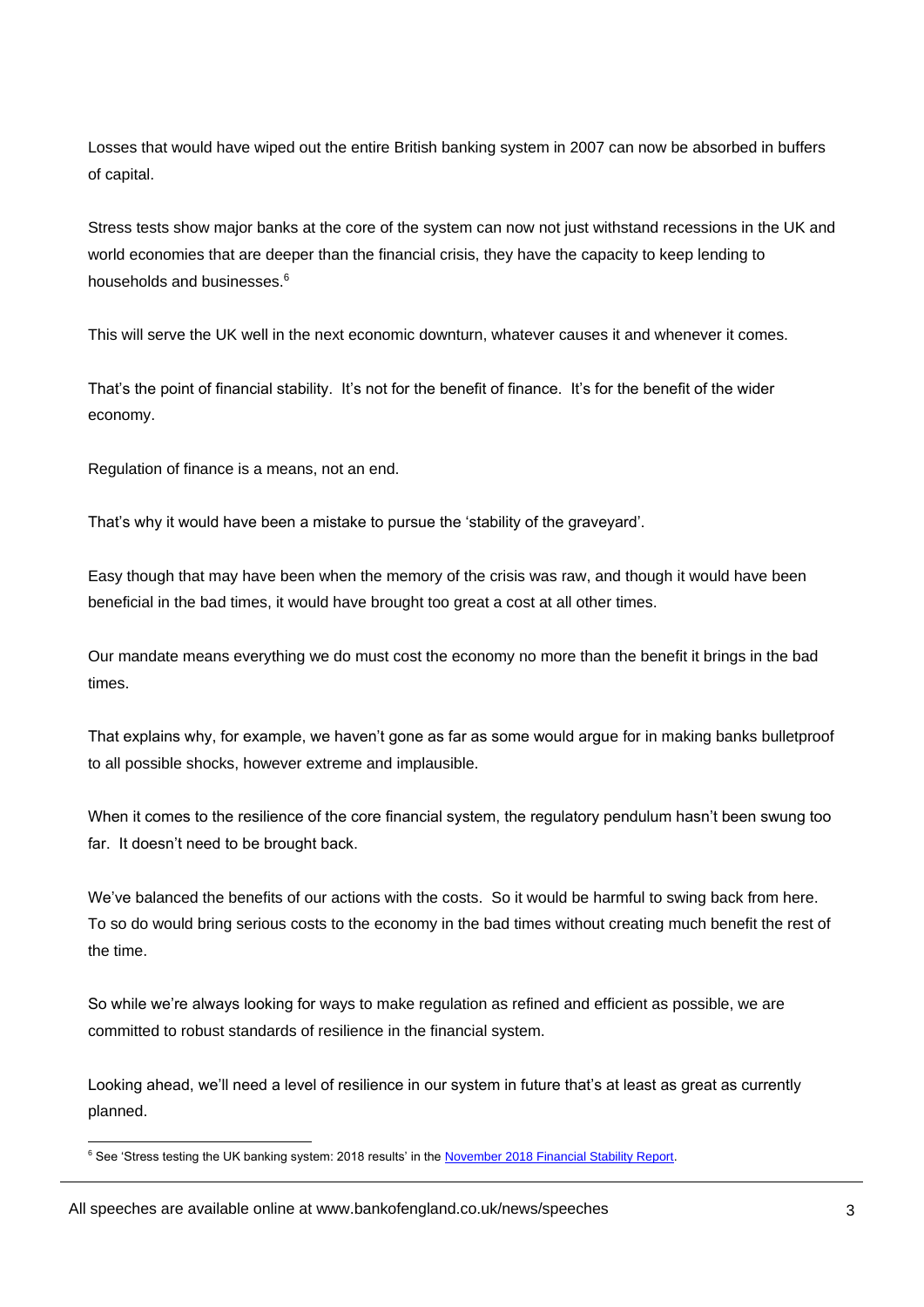Losses that would have wiped out the entire British banking system in 2007 can now be absorbed in buffers of capital.

Stress tests show major banks at the core of the system can now not just withstand recessions in the UK and world economies that are deeper than the financial crisis, they have the capacity to keep lending to households and businesses.[6]

This will serve the UK well in the next economic downturn, whatever causes it and whenever it comes.

That's the point of financial stability. It's not for the benefit of finance. It's for the benefit of the wider economy.

Regulation of finance is a means, not an end.

That's why it would have been a mistake to pursue the 'stability of the graveyard'.

Easy though that may have been when the memory of the crisis was raw, and though it would have been beneficial in the bad times, it would have brought too great a cost at all other times.

Our mandate means everything we do must cost the economy no more than the benefit it brings in the bad times.

That explains why, for example, we haven't gone as far as some would argue for in making banks bulletproof to all possible shocks, however extreme and implausible.

When it comes to the resilience of the core financial system, the regulatory pendulum hasn't been swung too far. It doesn't need to be brought back.

We've balanced the benefits of our actions with the costs. So it would be harmful to swing back from here. To so do would bring serious costs to the economy in the bad times without creating much benefit the rest of the time.

So while we're always looking for ways to make regulation as refined and efficient as possible, we are committed to robust standards of resilience in the financial system.

Looking ahead, we'll need a level of resilience in our system in future that's at least as great as currently planned.

---

[6] See 'Stress testing the UK banking system: 2018 results' in the [November 2018 Financial Stability Report](https://www.bankofengland.co.uk/financial-stability-report/2018/november-2018).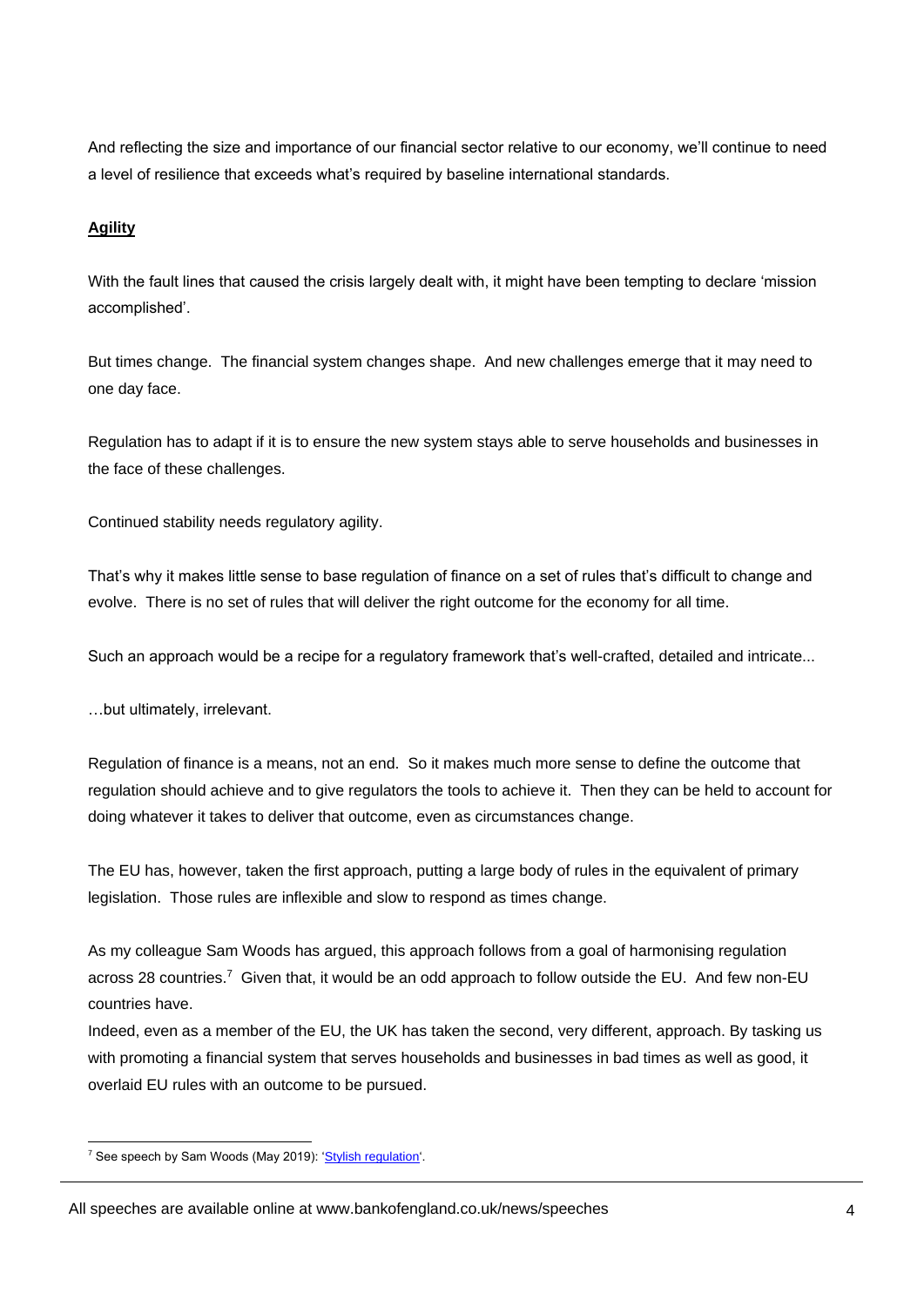And reflecting the size and importance of our financial sector relative to our economy, we'll continue to need a level of resilience that exceeds what's required by baseline international standards.

**Agility**

With the fault lines that caused the crisis largely dealt with, it might have been tempting to declare 'mission accomplished'.

But times change. The financial system changes shape. And new challenges emerge that it may need to one day face.

Regulation has to adapt if it is to ensure the new system stays able to serve households and businesses in the face of these challenges.

Continued stability needs regulatory agility.

That's why it makes little sense to base regulation of finance on a set of rules that's difficult to change and evolve. There is no set of rules that will deliver the right outcome for the economy for all time.

Such an approach would be a recipe for a regulatory framework that's well-crafted, detailed and intricate...

…but ultimately, irrelevant.

Regulation of finance is a means, not an end. So it makes much more sense to define the outcome that regulation should achieve and to give regulators the tools to achieve it. Then they can be held to account for doing whatever it takes to deliver that outcome, even as circumstances change.

The EU has, however, taken the first approach, putting a large body of rules in the equivalent of primary legislation. Those rules are inflexible and slow to respond as times change.

As my colleague Sam Woods has argued, this approach follows from a goal of harmonising regulation across 28 countries.[7] Given that, it would be an odd approach to follow outside the EU. And few non-EU countries have.

Indeed, even as a member of the EU, the UK has taken the second, very different, approach. By tasking us with promoting a financial system that serves households and businesses in bad times as well as good, it overlaid EU rules with an outcome to be pursued.

---

[7] See speech by Sam Woods (May 2019): 'Stylish regulation'.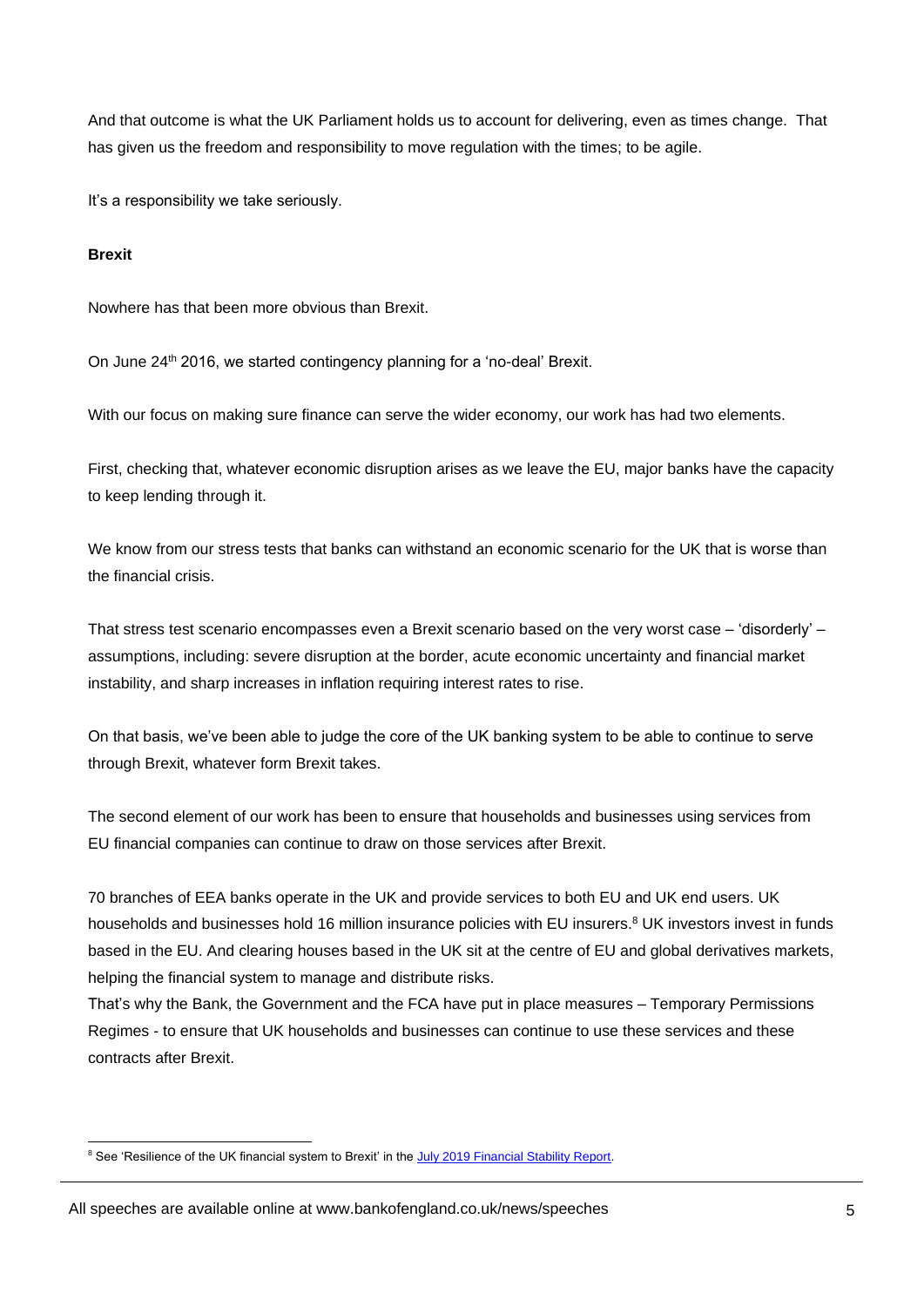And that outcome is what the UK Parliament holds us to account for delivering, even as times change. That has given us the freedom and responsibility to move regulation with the times; to be agile.

It's a responsibility we take seriously.

**Brexit**

Nowhere has that been more obvious than Brexit.

On June 24th 2016, we started contingency planning for a 'no-deal' Brexit.

With our focus on making sure finance can serve the wider economy, our work has had two elements.

First, checking that, whatever economic disruption arises as we leave the EU, major banks have the capacity to keep lending through it.

We know from our stress tests that banks can withstand an economic scenario for the UK that is worse than the financial crisis.

That stress test scenario encompasses even a Brexit scenario based on the very worst case – 'disorderly' – assumptions, including: severe disruption at the border, acute economic uncertainty and financial market instability, and sharp increases in inflation requiring interest rates to rise.

On that basis, we've been able to judge the core of the UK banking system to be able to continue to serve through Brexit, whatever form Brexit takes.

The second element of our work has been to ensure that households and businesses using services from EU financial companies can continue to draw on those services after Brexit.

70 branches of EEA banks operate in the UK and provide services to both EU and UK end users. UK households and businesses hold 16 million insurance policies with EU insurers.[8] UK investors invest in funds based in the EU. And clearing houses based in the UK sit at the centre of EU and global derivatives markets, helping the financial system to manage and distribute risks.

That's why the Bank, the Government and the FCA have put in place measures – Temporary Permissions Regimes - to ensure that UK households and businesses can continue to use these services and these contracts after Brexit.

---

[8] See 'Resilience of the UK financial system to Brexit' in the July 2019 Financial Stability Report.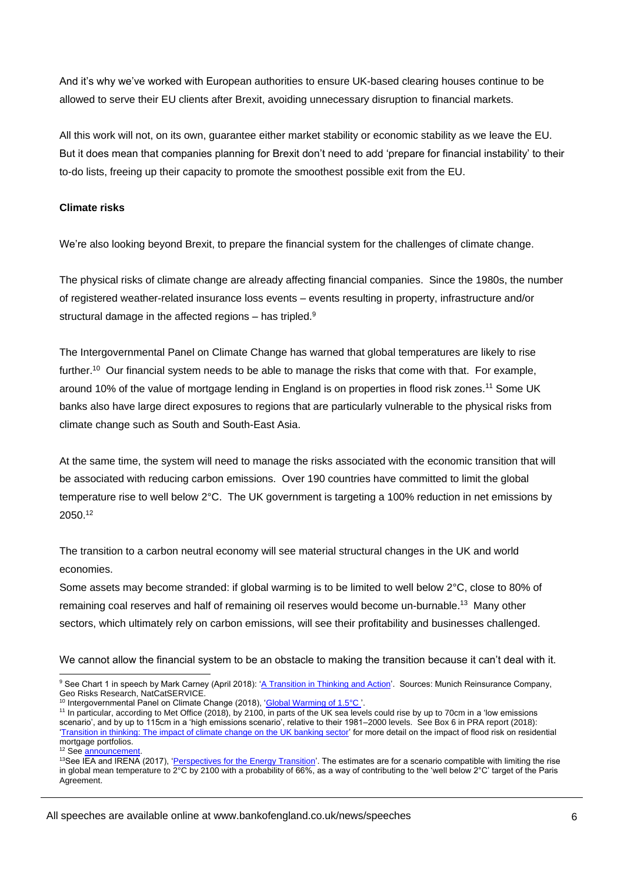And it's why we've worked with European authorities to ensure UK-based clearing houses continue to be allowed to serve their EU clients after Brexit, avoiding unnecessary disruption to financial markets.

All this work will not, on its own, guarantee either market stability or economic stability as we leave the EU. But it does mean that companies planning for Brexit don't need to add 'prepare for financial instability' to their to-do lists, freeing up their capacity to promote the smoothest possible exit from the EU.

**Climate risks**

We're also looking beyond Brexit, to prepare the financial system for the challenges of climate change.

The physical risks of climate change are already affecting financial companies. Since the 1980s, the number of registered weather-related insurance loss events – events resulting in property, infrastructure and/or structural damage in the affected regions – has tripled.[9]

The Intergovernmental Panel on Climate Change has warned that global temperatures are likely to rise further.[10] Our financial system needs to be able to manage the risks that come with that. For example, around 10% of the value of mortgage lending in England is on properties in flood risk zones.[11] Some UK banks also have large direct exposures to regions that are particularly vulnerable to the physical risks from climate change such as South and South-East Asia.

At the same time, the system will need to manage the risks associated with the economic transition that will be associated with reducing carbon emissions. Over 190 countries have committed to limit the global temperature rise to well below 2°C. The UK government is targeting a 100% reduction in net emissions by 2050.[12]

The transition to a carbon neutral economy will see material structural changes in the UK and world economies.

Some assets may become stranded: if global warming is to be limited to well below 2°C, close to 80% of remaining coal reserves and half of remaining oil reserves would become un-burnable.[13] Many other sectors, which ultimately rely on carbon emissions, will see their profitability and businesses challenged.

We cannot allow the financial system to be an obstacle to making the transition because it can't deal with it.

---

[9] See Chart 1 in speech by Mark Carney (April 2018): 'A Transition in Thinking and Action'. Sources: Munich Reinsurance Company, Geo Risks Research, NatCatSERVICE.

[10] Intergovernmental Panel on Climate Change (2018), 'Global Warming of 1.5°C'.

[11] In particular, according to Met Office (2018), by 2100, in parts of the UK sea levels could rise by up to 70cm in a 'low emissions scenario', and by up to 115cm in a 'high emissions scenario', relative to their 1981–2000 levels. See Box 6 in PRA report (2018): 'Transition in thinking: The impact of climate change on the UK banking sector' for more detail on the impact of flood risk on residential mortgage portfolios.

[12] See announcement.

[13] See IEA and IRENA (2017), 'Perspectives for the Energy Transition'. The estimates are for a scenario compatible with limiting the rise in global mean temperature to 2°C by 2100 with a probability of 66%, as a way of contributing to the 'well below 2°C' target of the Paris Agreement.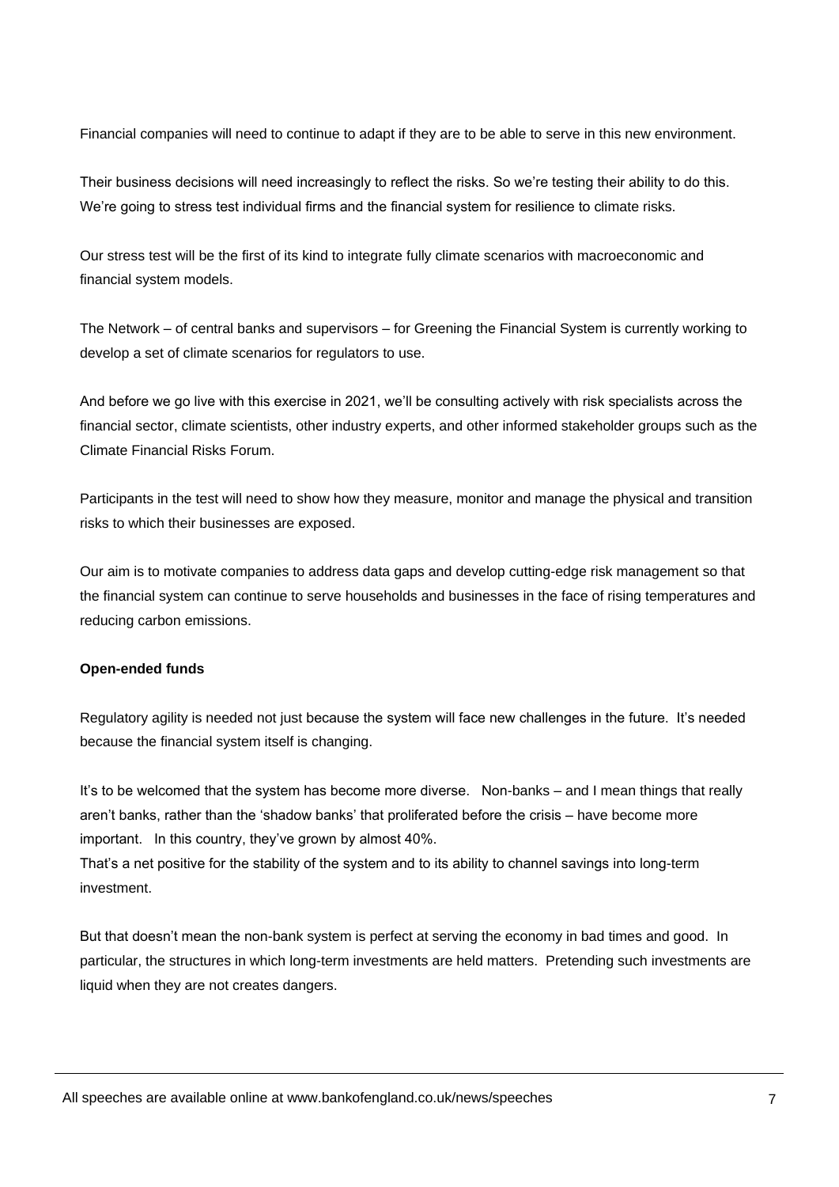Financial companies will need to continue to adapt if they are to be able to serve in this new environment.

Their business decisions will need increasingly to reflect the risks. So we're testing their ability to do this. We're going to stress test individual firms and the financial system for resilience to climate risks.

Our stress test will be the first of its kind to integrate fully climate scenarios with macroeconomic and financial system models.

The Network – of central banks and supervisors – for Greening the Financial System is currently working to develop a set of climate scenarios for regulators to use.

And before we go live with this exercise in 2021, we'll be consulting actively with risk specialists across the financial sector, climate scientists, other industry experts, and other informed stakeholder groups such as the Climate Financial Risks Forum.

Participants in the test will need to show how they measure, monitor and manage the physical and transition risks to which their businesses are exposed.

Our aim is to motivate companies to address data gaps and develop cutting-edge risk management so that the financial system can continue to serve households and businesses in the face of rising temperatures and reducing carbon emissions.

**Open-ended funds**

Regulatory agility is needed not just because the system will face new challenges in the future. It's needed because the financial system itself is changing.

It's to be welcomed that the system has become more diverse. Non-banks – and I mean things that really aren't banks, rather than the 'shadow banks' that proliferated before the crisis – have become more important. In this country, they've grown by almost 40%.
That's a net positive for the stability of the system and to its ability to channel savings into long-term investment.

But that doesn't mean the non-bank system is perfect at serving the economy in bad times and good. In particular, the structures in which long-term investments are held matters. Pretending such investments are liquid when they are not creates dangers.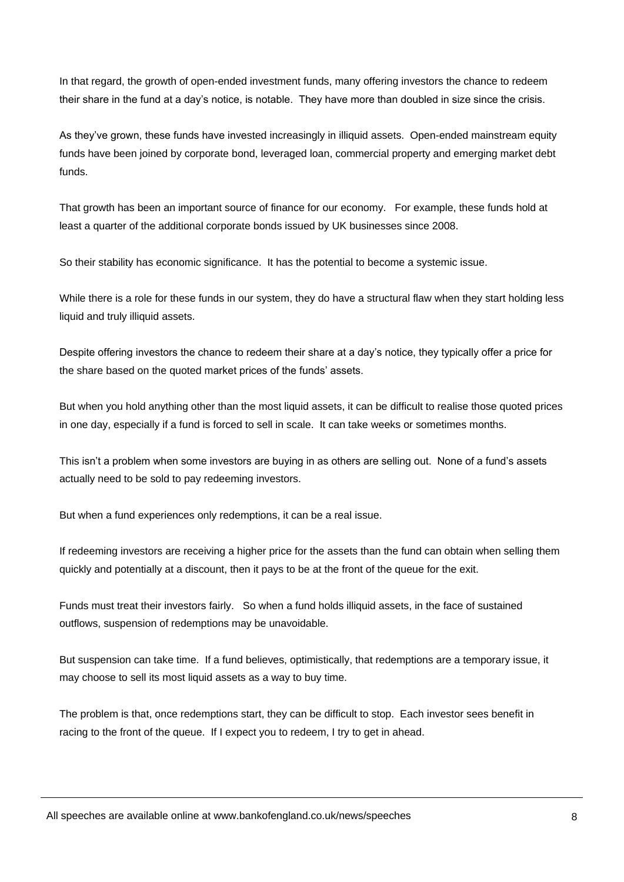In that regard, the growth of open-ended investment funds, many offering investors the chance to redeem their share in the fund at a day's notice, is notable. They have more than doubled in size since the crisis.

As they've grown, these funds have invested increasingly in illiquid assets. Open-ended mainstream equity funds have been joined by corporate bond, leveraged loan, commercial property and emerging market debt funds.

That growth has been an important source of finance for our economy. For example, these funds hold at least a quarter of the additional corporate bonds issued by UK businesses since 2008.

So their stability has economic significance. It has the potential to become a systemic issue.

While there is a role for these funds in our system, they do have a structural flaw when they start holding less liquid and truly illiquid assets.

Despite offering investors the chance to redeem their share at a day's notice, they typically offer a price for the share based on the quoted market prices of the funds' assets.

But when you hold anything other than the most liquid assets, it can be difficult to realise those quoted prices in one day, especially if a fund is forced to sell in scale. It can take weeks or sometimes months.

This isn't a problem when some investors are buying in as others are selling out. None of a fund's assets actually need to be sold to pay redeeming investors.

But when a fund experiences only redemptions, it can be a real issue.

If redeeming investors are receiving a higher price for the assets than the fund can obtain when selling them quickly and potentially at a discount, then it pays to be at the front of the queue for the exit.

Funds must treat their investors fairly. So when a fund holds illiquid assets, in the face of sustained outflows, suspension of redemptions may be unavoidable.

But suspension can take time. If a fund believes, optimistically, that redemptions are a temporary issue, it may choose to sell its most liquid assets as a way to buy time.

The problem is that, once redemptions start, they can be difficult to stop. Each investor sees benefit in racing to the front of the queue. If I expect you to redeem, I try to get in ahead.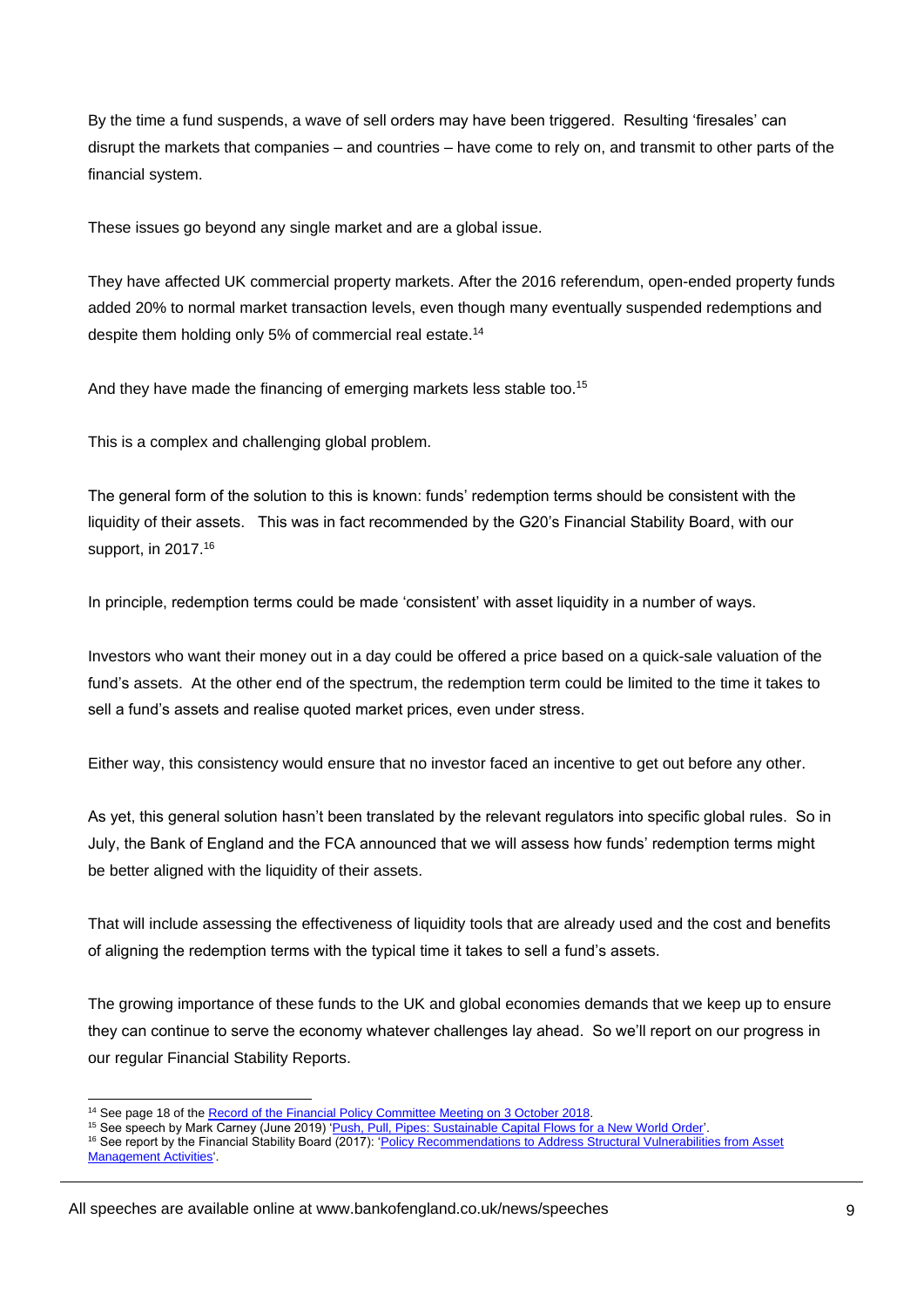By the time a fund suspends, a wave of sell orders may have been triggered. Resulting 'firesales' can disrupt the markets that companies – and countries – have come to rely on, and transmit to other parts of the financial system.

These issues go beyond any single market and are a global issue.

They have affected UK commercial property markets. After the 2016 referendum, open-ended property funds added 20% to normal market transaction levels, even though many eventually suspended redemptions and despite them holding only 5% of commercial real estate.[14]

And they have made the financing of emerging markets less stable too.[15]

This is a complex and challenging global problem.

The general form of the solution to this is known: funds' redemption terms should be consistent with the liquidity of their assets. This was in fact recommended by the G20's Financial Stability Board, with our support, in 2017.[16]

In principle, redemption terms could be made 'consistent' with asset liquidity in a number of ways.

Investors who want their money out in a day could be offered a price based on a quick-sale valuation of the fund's assets. At the other end of the spectrum, the redemption term could be limited to the time it takes to sell a fund's assets and realise quoted market prices, even under stress.

Either way, this consistency would ensure that no investor faced an incentive to get out before any other.

As yet, this general solution hasn't been translated by the relevant regulators into specific global rules. So in July, the Bank of England and the FCA announced that we will assess how funds' redemption terms might be better aligned with the liquidity of their assets.

That will include assessing the effectiveness of liquidity tools that are already used and the cost and benefits of aligning the redemption terms with the typical time it takes to sell a fund's assets.

The growing importance of these funds to the UK and global economies demands that we keep up to ensure they can continue to serve the economy whatever challenges lay ahead. So we'll report on our progress in our regular Financial Stability Reports.

---

[14] See page 18 of the Record of the Financial Policy Committee Meeting on 3 October 2018.

[15] See speech by Mark Carney (June 2019) 'Push, Pull, Pipes: Sustainable Capital Flows for a New World Order'.

[16] See report by the Financial Stability Board (2017): 'Policy Recommendations to Address Structural Vulnerabilities from Asset Management Activities'.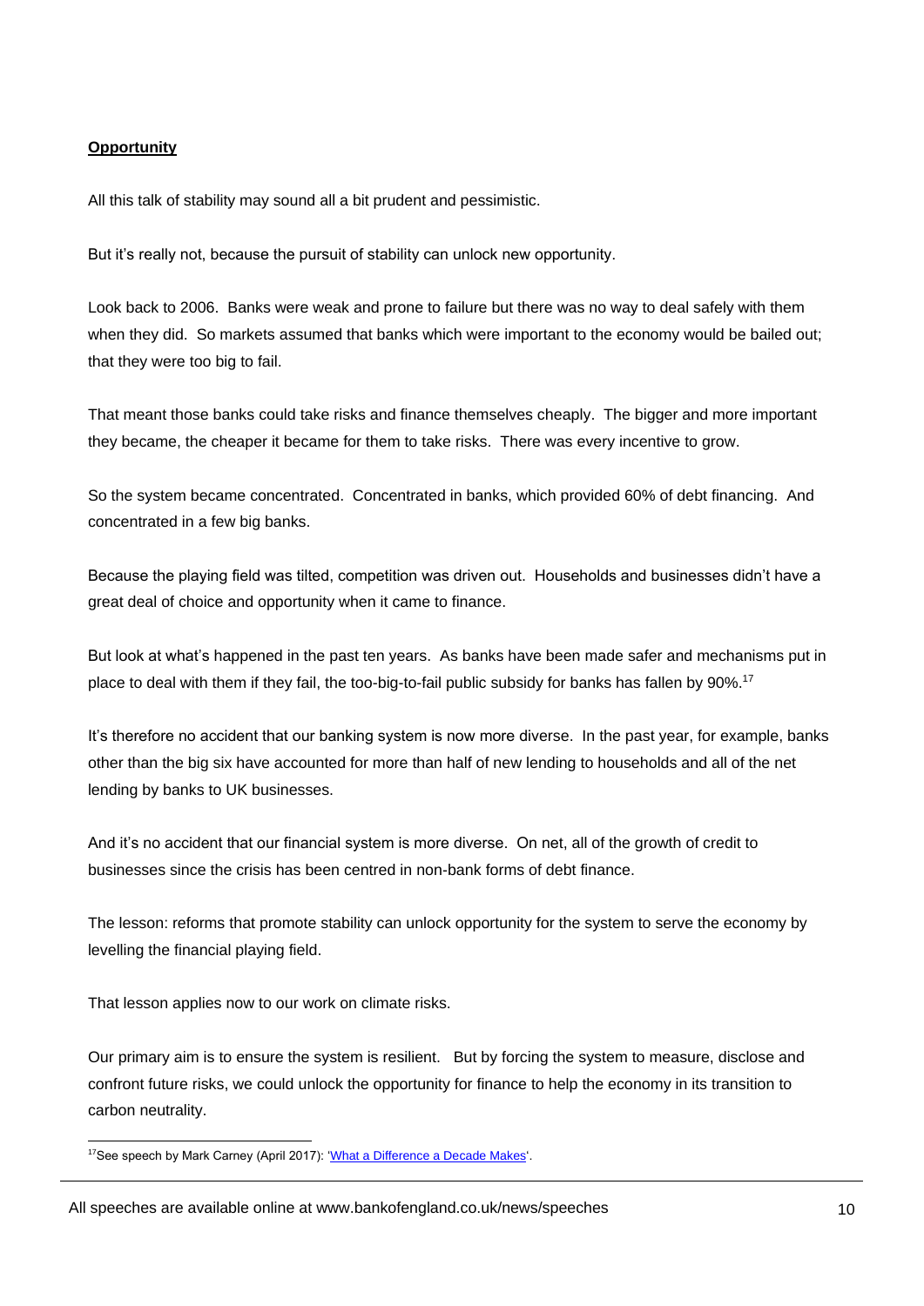**Opportunity**

All this talk of stability may sound all a bit prudent and pessimistic.

But it's really not, because the pursuit of stability can unlock new opportunity.

Look back to 2006. Banks were weak and prone to failure but there was no way to deal safely with them when they did. So markets assumed that banks which were important to the economy would be bailed out; that they were too big to fail.

That meant those banks could take risks and finance themselves cheaply. The bigger and more important they became, the cheaper it became for them to take risks. There was every incentive to grow.

So the system became concentrated. Concentrated in banks, which provided 60% of debt financing. And concentrated in a few big banks.

Because the playing field was tilted, competition was driven out. Households and businesses didn't have a great deal of choice and opportunity when it came to finance.

But look at what's happened in the past ten years. As banks have been made safer and mechanisms put in place to deal with them if they fail, the too-big-to-fail public subsidy for banks has fallen by 90%.[17]

It's therefore no accident that our banking system is now more diverse. In the past year, for example, banks other than the big six have accounted for more than half of new lending to households and all of the net lending by banks to UK businesses.

And it's no accident that our financial system is more diverse. On net, all of the growth of credit to businesses since the crisis has been centred in non-bank forms of debt finance.

The lesson: reforms that promote stability can unlock opportunity for the system to serve the economy by levelling the financial playing field.

That lesson applies now to our work on climate risks.

Our primary aim is to ensure the system is resilient. But by forcing the system to measure, disclose and confront future risks, we could unlock the opportunity for finance to help the economy in its transition to carbon neutrality.

[17] See speech by Mark Carney (April 2017): 'What a Difference a Decade Makes'.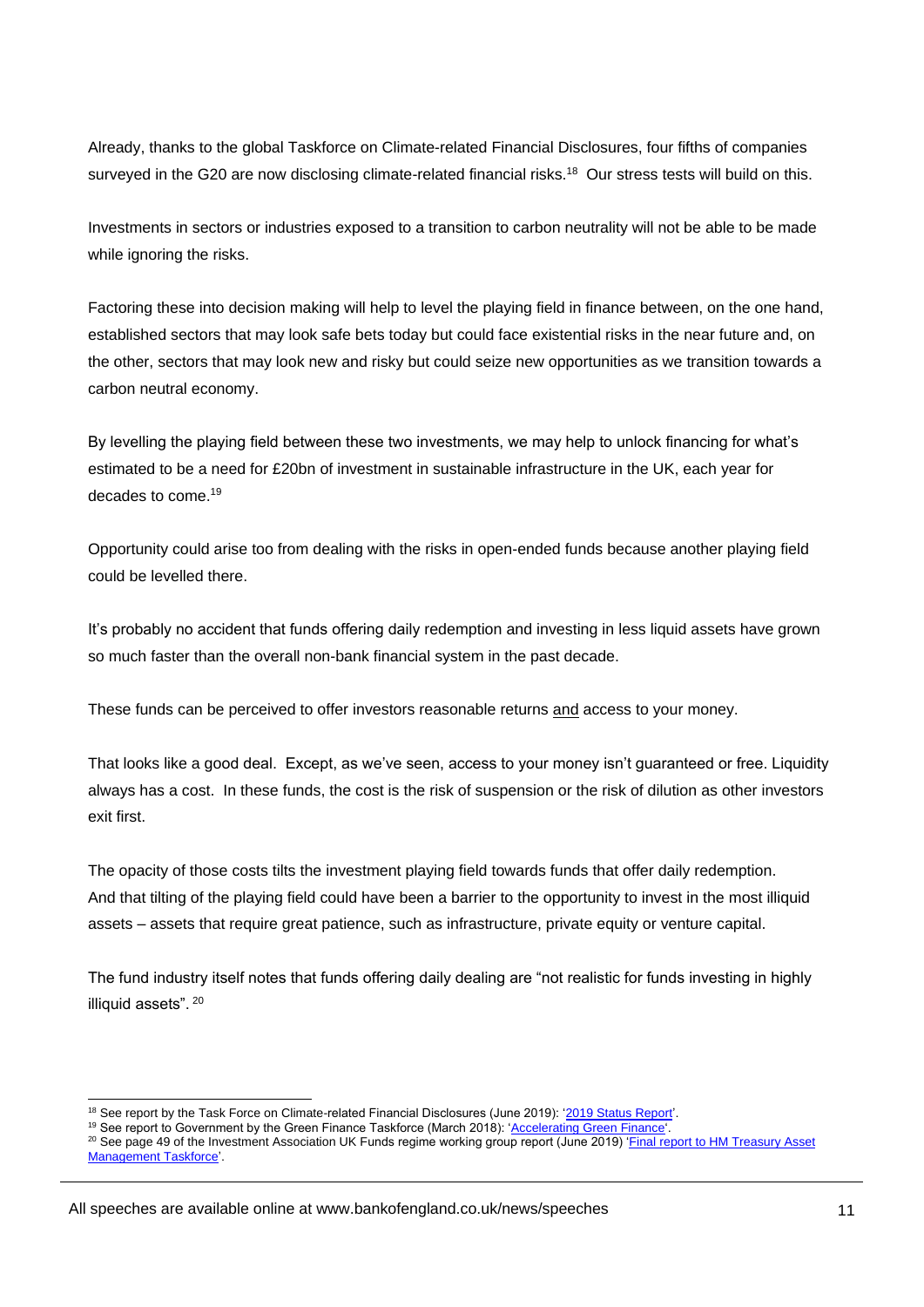Already, thanks to the global Taskforce on Climate-related Financial Disclosures, four fifths of companies surveyed in the G20 are now disclosing climate-related financial risks.[18] Our stress tests will build on this.

Investments in sectors or industries exposed to a transition to carbon neutrality will not be able to be made while ignoring the risks.

Factoring these into decision making will help to level the playing field in finance between, on the one hand, established sectors that may look safe bets today but could face existential risks in the near future and, on the other, sectors that may look new and risky but could seize new opportunities as we transition towards a carbon neutral economy.

By levelling the playing field between these two investments, we may help to unlock financing for what's estimated to be a need for £20bn of investment in sustainable infrastructure in the UK, each year for decades to come.[19]

Opportunity could arise too from dealing with the risks in open-ended funds because another playing field could be levelled there.

It's probably no accident that funds offering daily redemption and investing in less liquid assets have grown so much faster than the overall non-bank financial system in the past decade.

These funds can be perceived to offer investors reasonable returns <u>and</u> access to your money.

That looks like a good deal. Except, as we've seen, access to your money isn't guaranteed or free. Liquidity always has a cost. In these funds, the cost is the risk of suspension or the risk of dilution as other investors exit first.

The opacity of those costs tilts the investment playing field towards funds that offer daily redemption. And that tilting of the playing field could have been a barrier to the opportunity to invest in the most illiquid assets – assets that require great patience, such as infrastructure, private equity or venture capital.

The fund industry itself notes that funds offering daily dealing are "not realistic for funds investing in highly illiquid assets".[20]

---

[18] See report by the Task Force on Climate-related Financial Disclosures (June 2019): '2019 Status Report'.

[19] See report to Government by the Green Finance Taskforce (March 2018): 'Accelerating Green Finance'.

[20] See page 49 of the Investment Association UK Funds regime working group report (June 2019) 'Final report to HM Treasury Asset Management Taskforce'.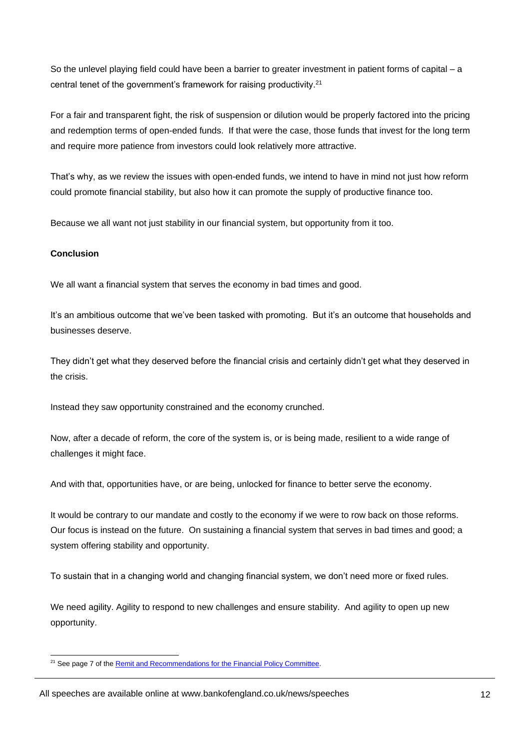So the unlevel playing field could have been a barrier to greater investment in patient forms of capital – a central tenet of the government's framework for raising productivity.[21]

For a fair and transparent fight, the risk of suspension or dilution would be properly factored into the pricing and redemption terms of open-ended funds. If that were the case, those funds that invest for the long term and require more patience from investors could look relatively more attractive.

That's why, as we review the issues with open-ended funds, we intend to have in mind not just how reform could promote financial stability, but also how it can promote the supply of productive finance too.

Because we all want not just stability in our financial system, but opportunity from it too.

**Conclusion**

We all want a financial system that serves the economy in bad times and good.

It's an ambitious outcome that we've been tasked with promoting. But it's an outcome that households and businesses deserve.

They didn't get what they deserved before the financial crisis and certainly didn't get what they deserved in the crisis.

Instead they saw opportunity constrained and the economy crunched.

Now, after a decade of reform, the core of the system is, or is being made, resilient to a wide range of challenges it might face.

And with that, opportunities have, or are being, unlocked for finance to better serve the economy.

It would be contrary to our mandate and costly to the economy if we were to row back on those reforms. Our focus is instead on the future. On sustaining a financial system that serves in bad times and good; a system offering stability and opportunity.

To sustain that in a changing world and changing financial system, we don't need more or fixed rules.

We need agility. Agility to respond to new challenges and ensure stability. And agility to open up new opportunity.

[21] See page 7 of the Remit and Recommendations for the Financial Policy Committee.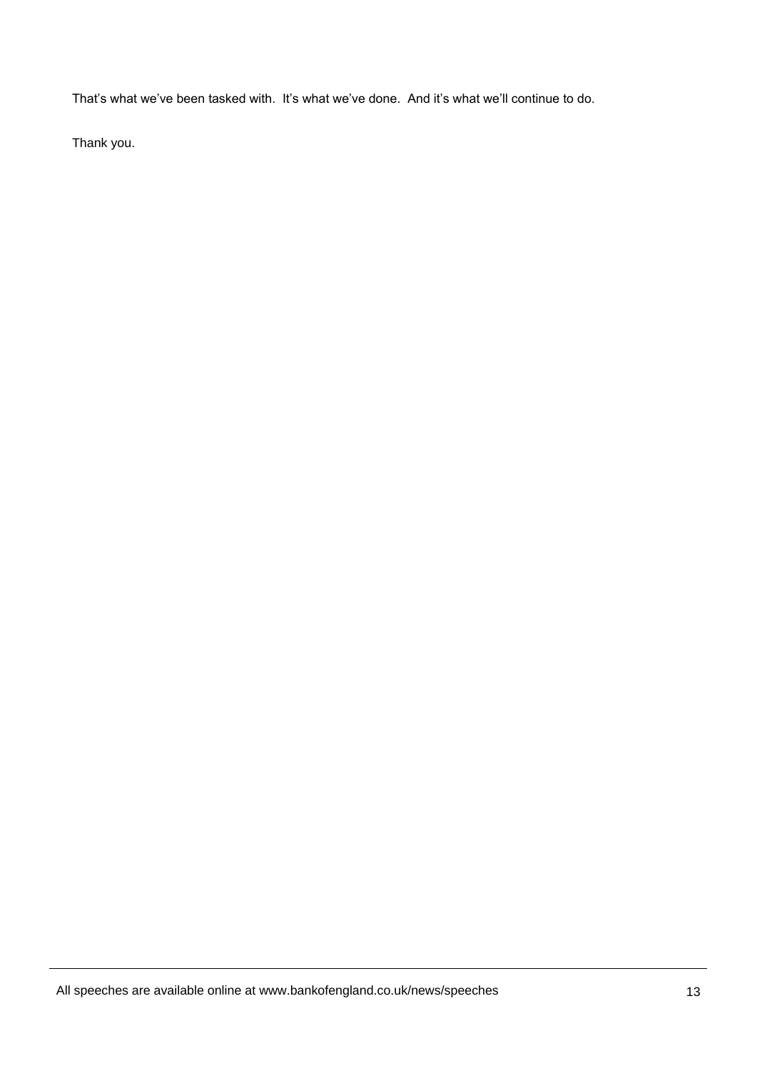That’s what we’ve been tasked with. It’s what we’ve done. And it’s what we’ll continue to do.

Thank you.